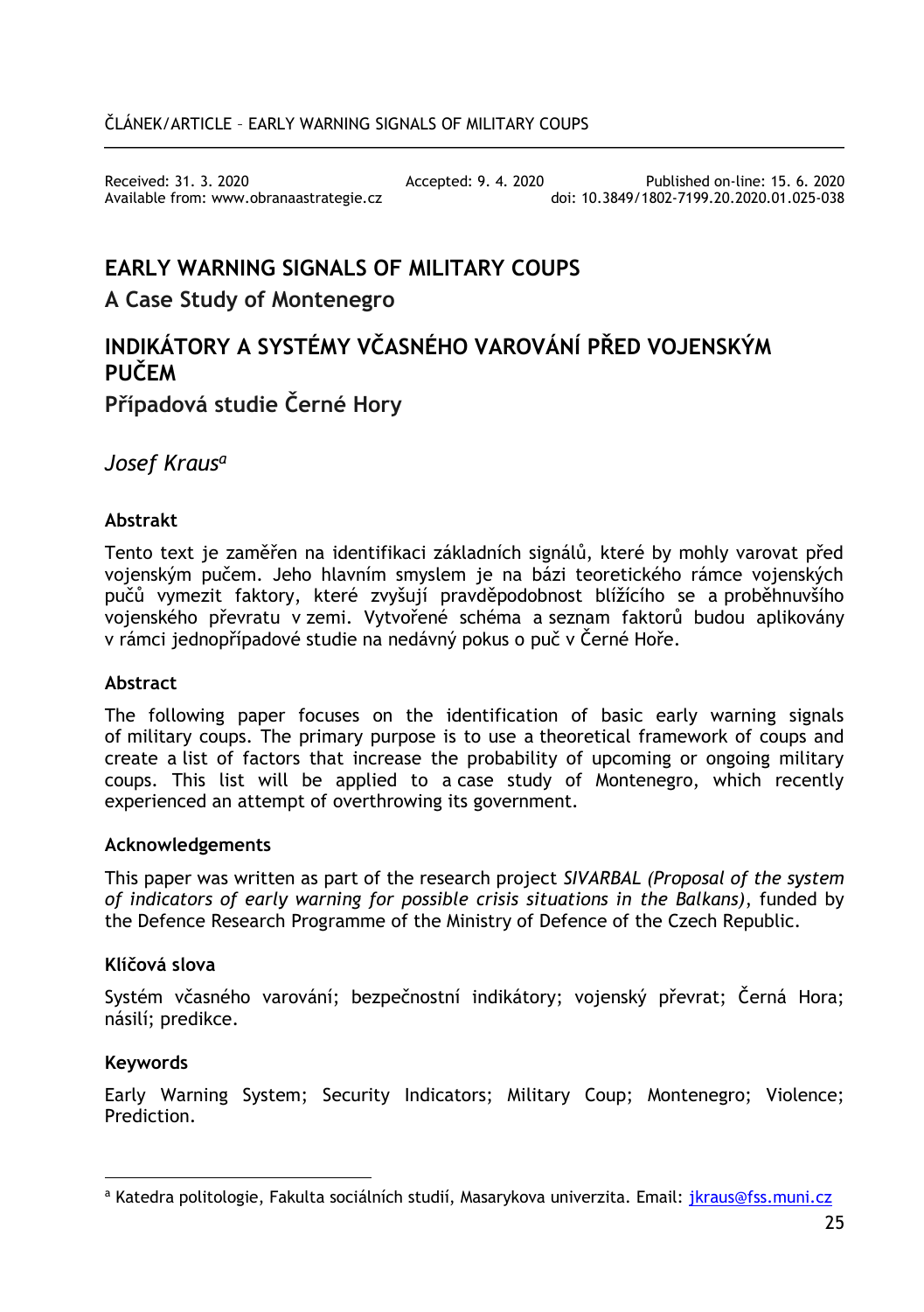Received: 31. 3. 2020 Accepted: 9. 4. 2020 Published on-line: 15. 6. 2020
Available from: www.obranaastrategie.cz doi: 10.3849/1802-7199.20.2020.01.025-038

# EARLY WARNING SIGNALS OF MILITARY COUPS

## A Case Study of Montenegro

# INDIKÁTORY A SYSTÉMY VČASNÉHO VAROVÁNÍ PŘED VOJENSKÝM PUČEM

## Případová studie Černé Hory

*Josef Kraus*[a]

### Abstrakt

Tento text je zaměřen na identifikaci základních signálů, které by mohly varovat před vojenským pučem. Jeho hlavním smyslem je na bázi teoretického rámce vojenských pučů vymezit faktory, které zvyšují pravděpodobnost blížícího se a proběhnuvšího vojenského převratu v zemi. Vytvořené schéma a seznam faktorů budou aplikovány v rámci jednopřípadové studie na nedávný pokus o puč v Černé Hoře.

### Abstract

The following paper focuses on the identification of basic early warning signals of military coups. The primary purpose is to use a theoretical framework of coups and create a list of factors that increase the probability of upcoming or ongoing military coups. This list will be applied to a case study of Montenegro, which recently experienced an attempt of overthrowing its government.

### Acknowledgements

This paper was written as part of the research project *SIVARBAL (Proposal of the system of indicators of early warning for possible crisis situations in the Balkans)*, funded by the Defence Research Programme of the Ministry of Defence of the Czech Republic.

### Klíčová slova

Systém včasného varování; bezpečnostní indikátory; vojenský převrat; Černá Hora; násilí; predikce.

### Keywords

Early Warning System; Security Indicators; Military Coup; Montenegro; Violence; Prediction.

---

[a] Katedra politologie, Fakulta sociálních studií, Masarykova univerzita. Email: jkraus@fss.muni.cz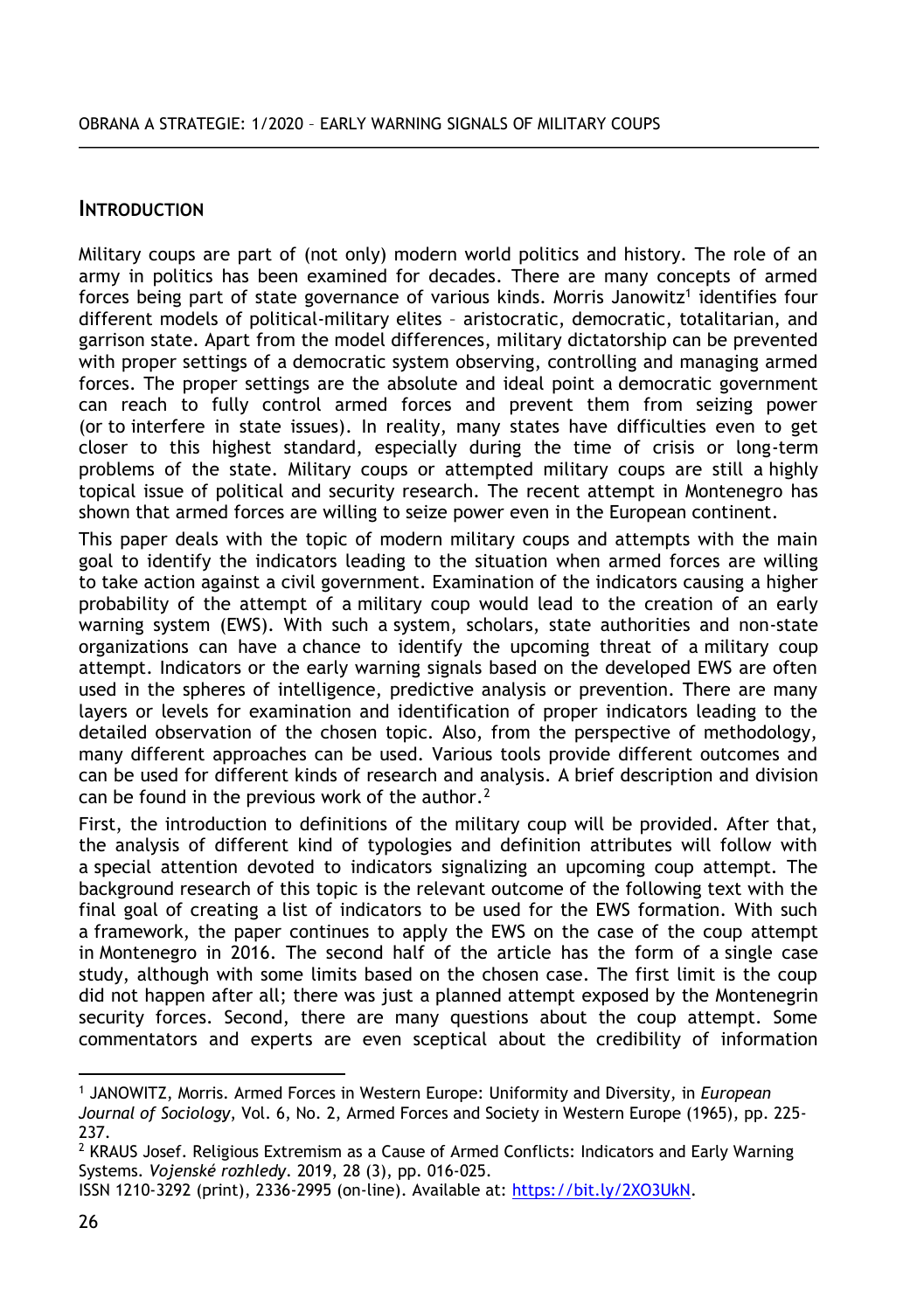## INTRODUCTION

Military coups are part of (not only) modern world politics and history. The role of an army in politics has been examined for decades. There are many concepts of armed forces being part of state governance of various kinds. Morris Janowitz[1] identifies four different models of political-military elites – aristocratic, democratic, totalitarian, and garrison state. Apart from the model differences, military dictatorship can be prevented with proper settings of a democratic system observing, controlling and managing armed forces. The proper settings are the absolute and ideal point a democratic government can reach to fully control armed forces and prevent them from seizing power (or to interfere in state issues). In reality, many states have difficulties even to get closer to this highest standard, especially during the time of crisis or long-term problems of the state. Military coups or attempted military coups are still a highly topical issue of political and security research. The recent attempt in Montenegro has shown that armed forces are willing to seize power even in the European continent.

This paper deals with the topic of modern military coups and attempts with the main goal to identify the indicators leading to the situation when armed forces are willing to take action against a civil government. Examination of the indicators causing a higher probability of the attempt of a military coup would lead to the creation of an early warning system (EWS). With such a system, scholars, state authorities and non-state organizations can have a chance to identify the upcoming threat of a military coup attempt. Indicators or the early warning signals based on the developed EWS are often used in the spheres of intelligence, predictive analysis or prevention. There are many layers or levels for examination and identification of proper indicators leading to the detailed observation of the chosen topic. Also, from the perspective of methodology, many different approaches can be used. Various tools provide different outcomes and can be used for different kinds of research and analysis. A brief description and division can be found in the previous work of the author.[2]

First, the introduction to definitions of the military coup will be provided. After that, the analysis of different kind of typologies and definition attributes will follow with a special attention devoted to indicators signalizing an upcoming coup attempt. The background research of this topic is the relevant outcome of the following text with the final goal of creating a list of indicators to be used for the EWS formation. With such a framework, the paper continues to apply the EWS on the case of the coup attempt in Montenegro in 2016. The second half of the article has the form of a single case study, although with some limits based on the chosen case. The first limit is the coup did not happen after all; there was just a planned attempt exposed by the Montenegrin security forces. Second, there are many questions about the coup attempt. Some commentators and experts are even sceptical about the credibility of information

---

[1] JANOWITZ, Morris. Armed Forces in Western Europe: Uniformity and Diversity, in *European Journal of Sociology*, Vol. 6, No. 2, Armed Forces and Society in Western Europe (1965), pp. 225-237.

[2] KRAUS Josef. Religious Extremism as a Cause of Armed Conflicts: Indicators and Early Warning Systems. *Vojenské rozhledy*. 2019, 28 (3), pp. 016-025. ISSN 1210-3292 (print), 2336-2995 (on-line). Available at: https://bit.ly/2XO3UkN.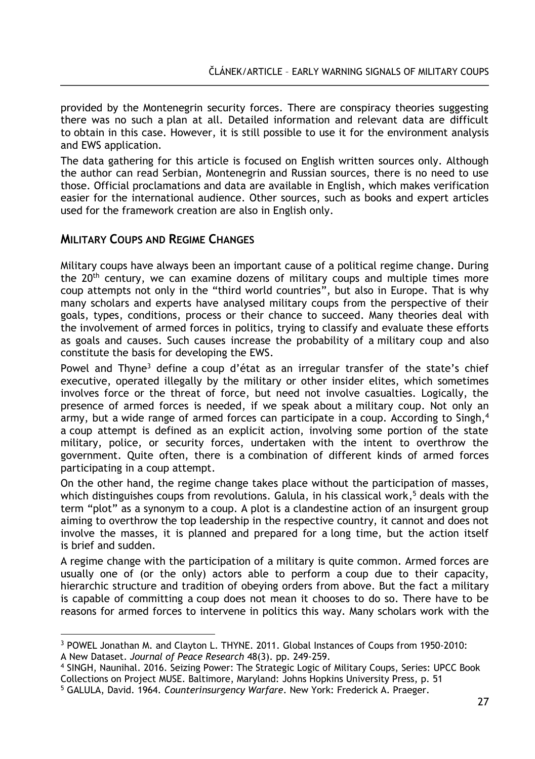provided by the Montenegrin security forces. There are conspiracy theories suggesting there was no such a plan at all. Detailed information and relevant data are difficult to obtain in this case. However, it is still possible to use it for the environment analysis and EWS application.

The data gathering for this article is focused on English written sources only. Although the author can read Serbian, Montenegrin and Russian sources, there is no need to use those. Official proclamations and data are available in English, which makes verification easier for the international audience. Other sources, such as books and expert articles used for the framework creation are also in English only.

## MILITARY COUPS AND REGIME CHANGES

Military coups have always been an important cause of a political regime change. During the 20th century, we can examine dozens of military coups and multiple times more coup attempts not only in the "third world countries", but also in Europe. That is why many scholars and experts have analysed military coups from the perspective of their goals, types, conditions, process or their chance to succeed. Many theories deal with the involvement of armed forces in politics, trying to classify and evaluate these efforts as goals and causes. Such causes increase the probability of a military coup and also constitute the basis for developing the EWS.

Powel and Thyne[3] define a coup d'état as an irregular transfer of the state's chief executive, operated illegally by the military or other insider elites, which sometimes involves force or the threat of force, but need not involve casualties. Logically, the presence of armed forces is needed, if we speak about a military coup. Not only an army, but a wide range of armed forces can participate in a coup. According to Singh,[4] a coup attempt is defined as an explicit action, involving some portion of the state military, police, or security forces, undertaken with the intent to overthrow the government. Quite often, there is a combination of different kinds of armed forces participating in a coup attempt.

On the other hand, the regime change takes place without the participation of masses, which distinguishes coups from revolutions. Galula, in his classical work,[5] deals with the term "plot" as a synonym to a coup. A plot is a clandestine action of an insurgent group aiming to overthrow the top leadership in the respective country, it cannot and does not involve the masses, it is planned and prepared for a long time, but the action itself is brief and sudden.

A regime change with the participation of a military is quite common. Armed forces are usually one of (or the only) actors able to perform a coup due to their capacity, hierarchic structure and tradition of obeying orders from above. But the fact a military is capable of committing a coup does not mean it chooses to do so. There have to be reasons for armed forces to intervene in politics this way. Many scholars work with the

---

[3] POWEL Jonathan M. and Clayton L. THYNE. 2011. Global Instances of Coups from 1950-2010: A New Dataset. *Journal of Peace Research* 48(3). pp. 249-259.

[4] SINGH, Naunihal. 2016. Seizing Power: The Strategic Logic of Military Coups, Series: UPCC Book Collections on Project MUSE. Baltimore, Maryland: Johns Hopkins University Press, p. 51

[5] GALULA, David. 1964. *Counterinsurgency Warfare*. New York: Frederick A. Praeger.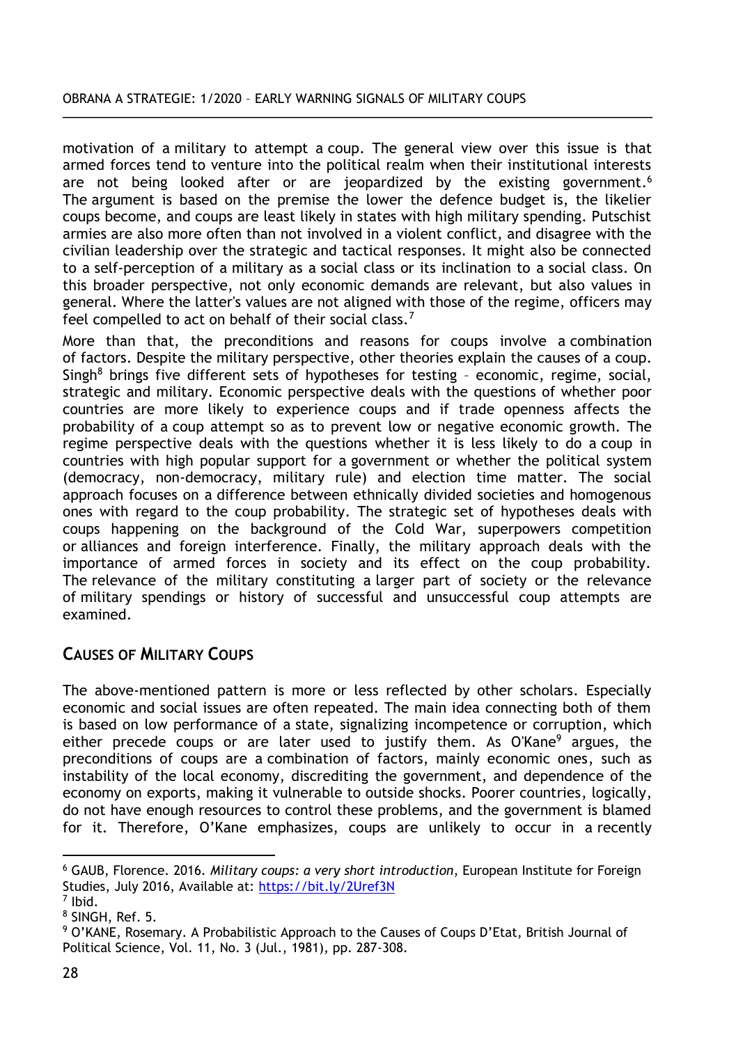motivation of a military to attempt a coup. The general view over this issue is that armed forces tend to venture into the political realm when their institutional interests are not being looked after or are jeopardized by the existing government.[6] The argument is based on the premise the lower the defence budget is, the likelier coups become, and coups are least likely in states with high military spending. Putschist armies are also more often than not involved in a violent conflict, and disagree with the civilian leadership over the strategic and tactical responses. It might also be connected to a self-perception of a military as a social class or its inclination to a social class. On this broader perspective, not only economic demands are relevant, but also values in general. Where the latter's values are not aligned with those of the regime, officers may feel compelled to act on behalf of their social class.[7]

More than that, the preconditions and reasons for coups involve a combination of factors. Despite the military perspective, other theories explain the causes of a coup. Singh[8] brings five different sets of hypotheses for testing – economic, regime, social, strategic and military. Economic perspective deals with the questions of whether poor countries are more likely to experience coups and if trade openness affects the probability of a coup attempt so as to prevent low or negative economic growth. The regime perspective deals with the questions whether it is less likely to do a coup in countries with high popular support for a government or whether the political system (democracy, non-democracy, military rule) and election time matter. The social approach focuses on a difference between ethnically divided societies and homogenous ones with regard to the coup probability. The strategic set of hypotheses deals with coups happening on the background of the Cold War, superpowers competition or alliances and foreign interference. Finally, the military approach deals with the importance of armed forces in society and its effect on the coup probability. The relevance of the military constituting a larger part of society or the relevance of military spendings or history of successful and unsuccessful coup attempts are examined.

## CAUSES OF MILITARY COUPS

The above-mentioned pattern is more or less reflected by other scholars. Especially economic and social issues are often repeated. The main idea connecting both of them is based on low performance of a state, signalizing incompetence or corruption, which either precede coups or are later used to justify them. As O'Kane[9] argues, the preconditions of coups are a combination of factors, mainly economic ones, such as instability of the local economy, discrediting the government, and dependence of the economy on exports, making it vulnerable to outside shocks. Poorer countries, logically, do not have enough resources to control these problems, and the government is blamed for it. Therefore, O'Kane emphasizes, coups are unlikely to occur in a recently

---

[6] GAUB, Florence. 2016. *Military coups: a very short introduction*, European Institute for Foreign Studies, July 2016, Available at: https://bit.ly/2Uref3N

[7] Ibid.

[8] SINGH, Ref. 5.

[9] O'KANE, Rosemary. A Probabilistic Approach to the Causes of Coups D'Etat, British Journal of Political Science, Vol. 11, No. 3 (Jul., 1981), pp. 287-308.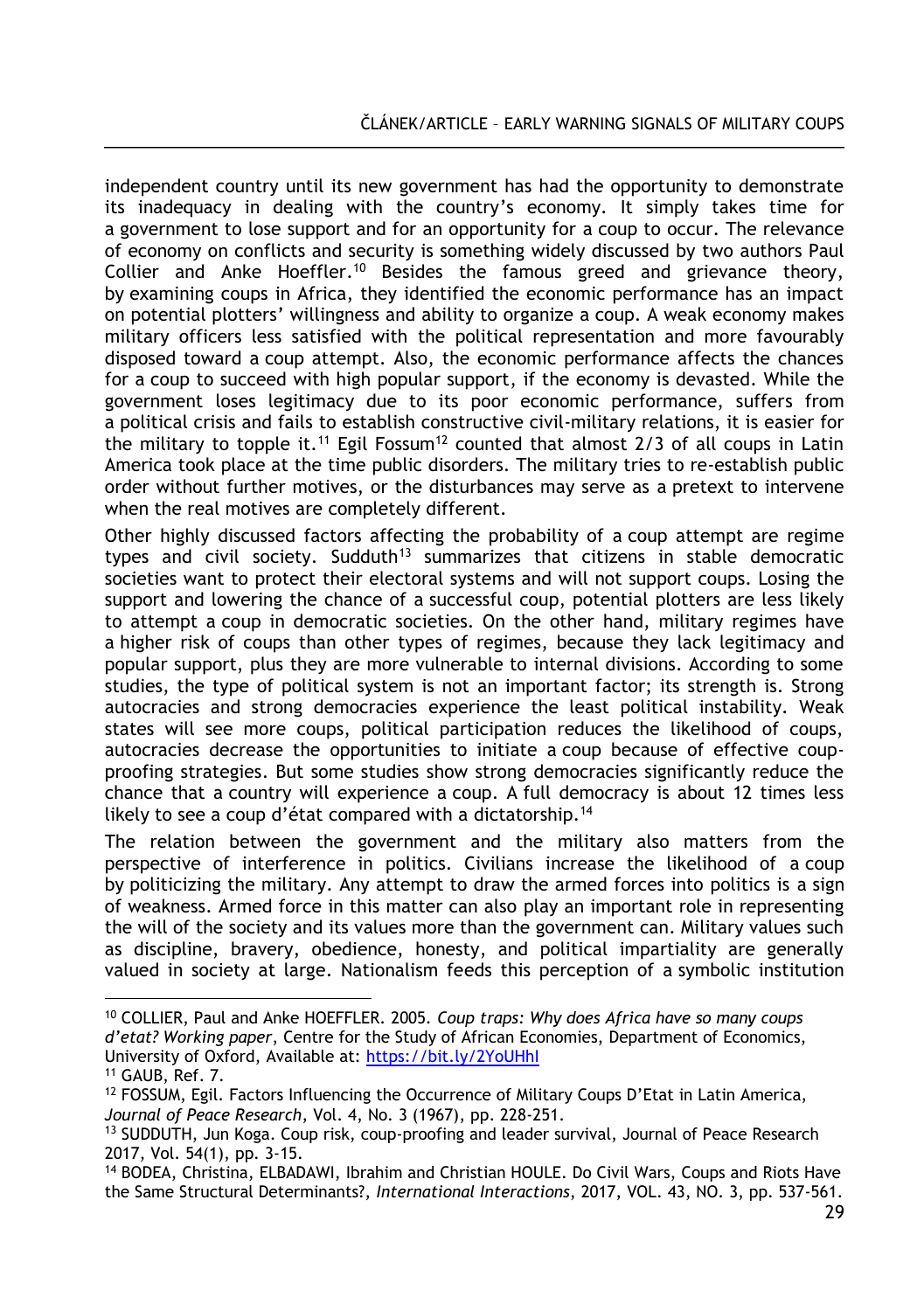independent country until its new government has had the opportunity to demonstrate its inadequacy in dealing with the country's economy. It simply takes time for a government to lose support and for an opportunity for a coup to occur. The relevance of economy on conflicts and security is something widely discussed by two authors Paul Collier and Anke Hoeffler.[10] Besides the famous greed and grievance theory, by examining coups in Africa, they identified the economic performance has an impact on potential plotters' willingness and ability to organize a coup. A weak economy makes military officers less satisfied with the political representation and more favourably disposed toward a coup attempt. Also, the economic performance affects the chances for a coup to succeed with high popular support, if the economy is devastated. While the government loses legitimacy due to its poor economic performance, suffers from a political crisis and fails to establish constructive civil-military relations, it is easier for the military to topple it.[11] Egil Fossum[12] counted that almost 2/3 of all coups in Latin America took place at the time public disorders. The military tries to re-establish public order without further motives, or the disturbances may serve as a pretext to intervene when the real motives are completely different.

Other highly discussed factors affecting the probability of a coup attempt are regime types and civil society. Sudduth[13] summarizes that citizens in stable democratic societies want to protect their electoral systems and will not support coups. Losing the support and lowering the chance of a successful coup, potential plotters are less likely to attempt a coup in democratic societies. On the other hand, military regimes have a higher risk of coups than other types of regimes, because they lack legitimacy and popular support, plus they are more vulnerable to internal divisions. According to some studies, the type of political system is not an important factor; its strength is. Strong autocracies and strong democracies experience the least political instability. Weak states will see more coups, political participation reduces the likelihood of coups, autocracies decrease the opportunities to initiate a coup because of effective coup-proofing strategies. But some studies show strong democracies significantly reduce the chance that a country will experience a coup. A full democracy is about 12 times less likely to see a coup d'état compared with a dictatorship.[14]

The relation between the government and the military also matters from the perspective of interference in politics. Civilians increase the likelihood of a coup by politicizing the military. Any attempt to draw the armed forces into politics is a sign of weakness. Armed force in this matter can also play an important role in representing the will of the society and its values more than the government can. Military values such as discipline, bravery, obedience, honesty, and political impartiality are generally valued in society at large. Nationalism feeds this perception of a symbolic institution

---

[10] COLLIER, Paul and Anke HOEFFLER. 2005. *Coup traps: Why does Africa have so many coups d'etat? Working paper*, Centre for the Study of African Economies, Department of Economics, University of Oxford, Available at: https://bit.ly/2YoUHhI

[11] GAUB, Ref. 7.

[12] FOSSUM, Egil. Factors Influencing the Occurrence of Military Coups D'Etat in Latin America, *Journal of Peace Research*, Vol. 4, No. 3 (1967), pp. 228-251.

[13] SUDDUTH, Jun Koga. Coup risk, coup-proofing and leader survival, Journal of Peace Research 2017, Vol. 54(1), pp. 3-15.

[14] BODEA, Christina, ELBADAWI, Ibrahim and Christian HOULE. Do Civil Wars, Coups and Riots Have the Same Structural Determinants?, *International Interactions*, 2017, VOL. 43, NO. 3, pp. 537-561.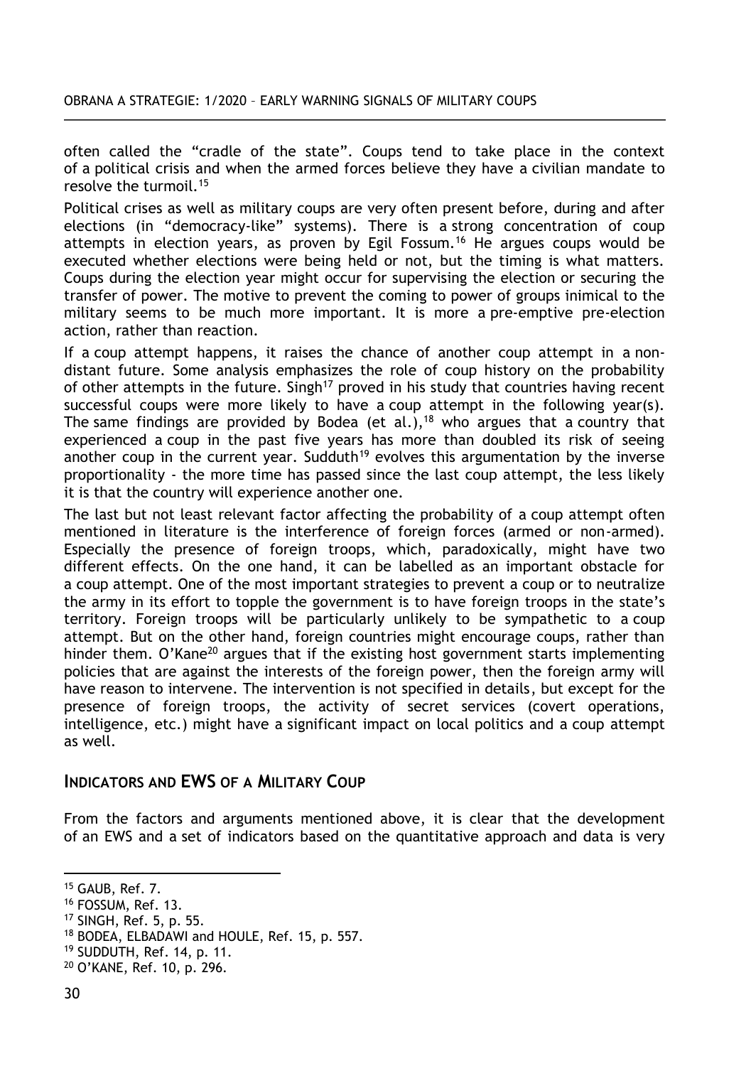often called the "cradle of the state". Coups tend to take place in the context of a political crisis and when the armed forces believe they have a civilian mandate to resolve the turmoil.[15]

Political crises as well as military coups are very often present before, during and after elections (in "democracy-like" systems). There is a strong concentration of coup attempts in election years, as proven by Egil Fossum.[16] He argues coups would be executed whether elections were being held or not, but the timing is what matters. Coups during the election year might occur for supervising the election or securing the transfer of power. The motive to prevent the coming to power of groups inimical to the military seems to be much more important. It is more a pre-emptive pre-election action, rather than reaction.

If a coup attempt happens, it raises the chance of another coup attempt in a non-distant future. Some analysis emphasizes the role of coup history on the probability of other attempts in the future. Singh[17] proved in his study that countries having recent successful coups were more likely to have a coup attempt in the following year(s). The same findings are provided by Bodea (et al.),[18] who argues that a country that experienced a coup in the past five years has more than doubled its risk of seeing another coup in the current year. Sudduth[19] evolves this argumentation by the inverse proportionality - the more time has passed since the last coup attempt, the less likely it is that the country will experience another one.

The last but not least relevant factor affecting the probability of a coup attempt often mentioned in literature is the interference of foreign forces (armed or non-armed). Especially the presence of foreign troops, which, paradoxically, might have two different effects. On the one hand, it can be labelled as an important obstacle for a coup attempt. One of the most important strategies to prevent a coup or to neutralize the army in its effort to topple the government is to have foreign troops in the state's territory. Foreign troops will be particularly unlikely to be sympathetic to a coup attempt. But on the other hand, foreign countries might encourage coups, rather than hinder them. O'Kane[20] argues that if the existing host government starts implementing policies that are against the interests of the foreign power, then the foreign army will have reason to intervene. The intervention is not specified in details, but except for the presence of foreign troops, the activity of secret services (covert operations, intelligence, etc.) might have a significant impact on local politics and a coup attempt as well.

## Indicators and EWS of a Military Coup

From the factors and arguments mentioned above, it is clear that the development of an EWS and a set of indicators based on the quantitative approach and data is very

---

[15] GAUB, Ref. 7.

[16] FOSSUM, Ref. 13.

[17] SINGH, Ref. 5, p. 55.

[18] BODEA, ELBADAWI and HOULE, Ref. 15, p. 557.

[19] SUDDUTH, Ref. 14, p. 11.

[20] O'KANE, Ref. 10, p. 296.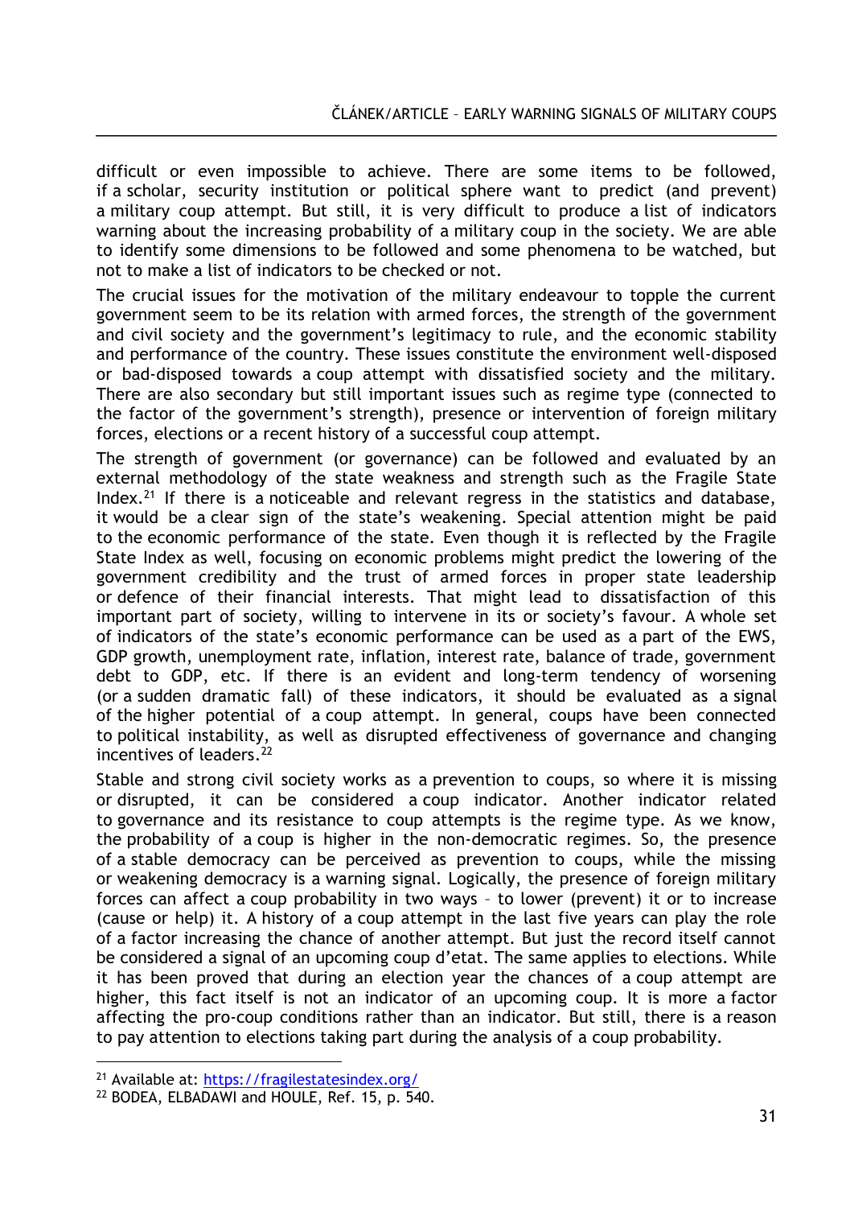difficult or even impossible to achieve. There are some items to be followed, if a scholar, security institution or political sphere want to predict (and prevent) a military coup attempt. But still, it is very difficult to produce a list of indicators warning about the increasing probability of a military coup in the society. We are able to identify some dimensions to be followed and some phenomena to be watched, but not to make a list of indicators to be checked or not.

The crucial issues for the motivation of the military endeavour to topple the current government seem to be its relation with armed forces, the strength of the government and civil society and the government's legitimacy to rule, and the economic stability and performance of the country. These issues constitute the environment well-disposed or bad-disposed towards a coup attempt with dissatisfied society and the military. There are also secondary but still important issues such as regime type (connected to the factor of the government's strength), presence or intervention of foreign military forces, elections or a recent history of a successful coup attempt.

The strength of government (or governance) can be followed and evaluated by an external methodology of the state weakness and strength such as the Fragile State Index.[21] If there is a noticeable and relevant regress in the statistics and database, it would be a clear sign of the state's weakening. Special attention might be paid to the economic performance of the state. Even though it is reflected by the Fragile State Index as well, focusing on economic problems might predict the lowering of the government credibility and the trust of armed forces in proper state leadership or defence of their financial interests. That might lead to dissatisfaction of this important part of society, willing to intervene in its or society's favour. A whole set of indicators of the state's economic performance can be used as a part of the EWS, GDP growth, unemployment rate, inflation, interest rate, balance of trade, government debt to GDP, etc. If there is an evident and long-term tendency of worsening (or a sudden dramatic fall) of these indicators, it should be evaluated as a signal of the higher potential of a coup attempt. In general, coups have been connected to political instability, as well as disrupted effectiveness of governance and changing incentives of leaders.[22]

Stable and strong civil society works as a prevention to coups, so where it is missing or disrupted, it can be considered a coup indicator. Another indicator related to governance and its resistance to coup attempts is the regime type. As we know, the probability of a coup is higher in the non-democratic regimes. So, the presence of a stable democracy can be perceived as prevention to coups, while the missing or weakening democracy is a warning signal. Logically, the presence of foreign military forces can affect a coup probability in two ways – to lower (prevent) it or to increase (cause or help) it. A history of a coup attempt in the last five years can play the role of a factor increasing the chance of another attempt. But just the record itself cannot be considered a signal of an upcoming coup d'etat. The same applies to elections. While it has been proved that during an election year the chances of a coup attempt are higher, this fact itself is not an indicator of an upcoming coup. It is more a factor affecting the pro-coup conditions rather than an indicator. But still, there is a reason to pay attention to elections taking part during the analysis of a coup probability.

---

[21] Available at: https://fragilestatesindex.org/

[22] BODEA, ELBADAWI and HOULE, Ref. 15, p. 540.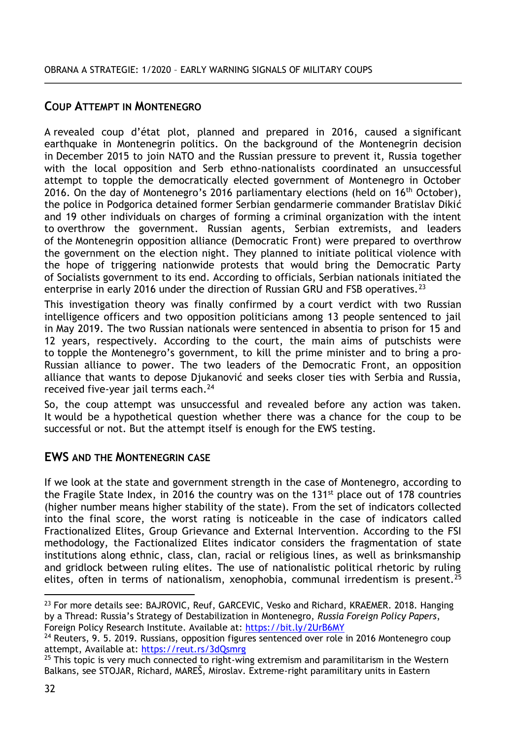## COUP ATTEMPT IN MONTENEGRO

A revealed coup d'état plot, planned and prepared in 2016, caused a significant earthquake in Montenegrin politics. On the background of the Montenegrin decision in December 2015 to join NATO and the Russian pressure to prevent it, Russia together with the local opposition and Serb ethno-nationalists coordinated an unsuccessful attempt to topple the democratically elected government of Montenegro in October 2016. On the day of Montenegro's 2016 parliamentary elections (held on 16th October), the police in Podgorica detained former Serbian gendarmerie commander Bratislav Dikić and 19 other individuals on charges of forming a criminal organization with the intent to overthrow the government. Russian agents, Serbian extremists, and leaders of the Montenegrin opposition alliance (Democratic Front) were prepared to overthrow the government on the election night. They planned to initiate political violence with the hope of triggering nationwide protests that would bring the Democratic Party of Socialists government to its end. According to officials, Serbian nationals initiated the enterprise in early 2016 under the direction of Russian GRU and FSB operatives.[23]

This investigation theory was finally confirmed by a court verdict with two Russian intelligence officers and two opposition politicians among 13 people sentenced to jail in May 2019. The two Russian nationals were sentenced in absentia to prison for 15 and 12 years, respectively. According to the court, the main aims of putschists were to topple the Montenegro's government, to kill the prime minister and to bring a pro-Russian alliance to power. The two leaders of the Democratic Front, an opposition alliance that wants to depose Djukanović and seeks closer ties with Serbia and Russia, received five-year jail terms each.[24]

So, the coup attempt was unsuccessful and revealed before any action was taken. It would be a hypothetical question whether there was a chance for the coup to be successful or not. But the attempt itself is enough for the EWS testing.

## EWS AND THE MONTENEGRIN CASE

If we look at the state and government strength in the case of Montenegro, according to the Fragile State Index, in 2016 the country was on the 131st place out of 178 countries (higher number means higher stability of the state). From the set of indicators collected into the final score, the worst rating is noticeable in the case of indicators called Fractionalized Elites, Group Grievance and External Intervention. According to the FSI methodology, the Factionalized Elites indicator considers the fragmentation of state institutions along ethnic, class, clan, racial or religious lines, as well as brinksmanship and gridlock between ruling elites. The use of nationalistic political rhetoric by ruling elites, often in terms of nationalism, xenophobia, communal irredentism is present.[25]

[23] For more details see: BAJROVIC, Reuf, GARCEVIC, Vesko and Richard, KRAEMER. 2018. Hanging by a Thread: Russia's Strategy of Destabilization in Montenegro, *Russia Foreign Policy Papers*, Foreign Policy Research Institute. Available at: https://bit.ly/2UrB6MY

[24] Reuters, 9. 5. 2019. Russians, opposition figures sentenced over role in 2016 Montenegro coup attempt, Available at: https://reut.rs/3dQsmrg

[25] This topic is very much connected to right-wing extremism and paramilitarism in the Western Balkans, see STOJAR, Richard, MAREŠ, Miroslav. Extreme-right paramilitary units in Eastern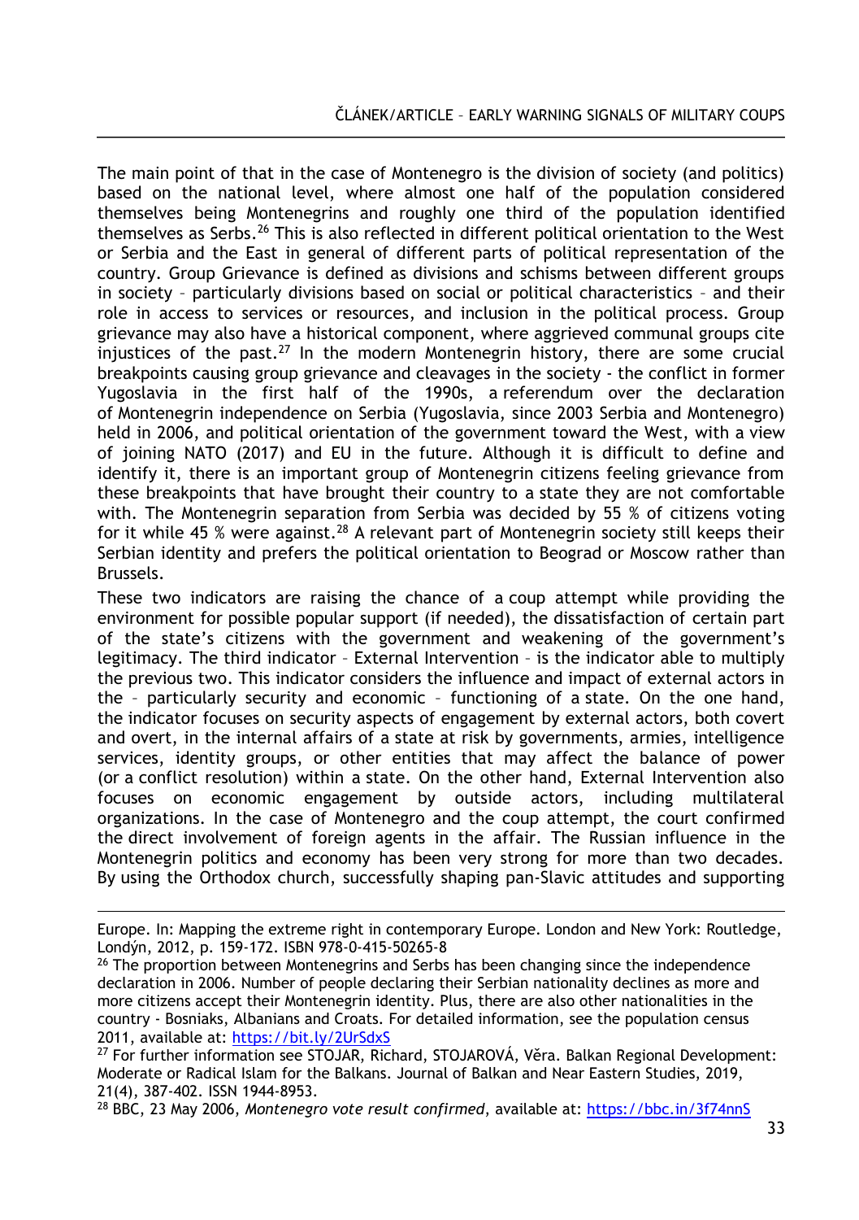The main point of that in the case of Montenegro is the division of society (and politics) based on the national level, where almost one half of the population considered themselves being Montenegrins and roughly one third of the population identified themselves as Serbs.[26] This is also reflected in different political orientation to the West or Serbia and the East in general of different parts of political representation of the country. Group Grievance is defined as divisions and schisms between different groups in society – particularly divisions based on social or political characteristics – and their role in access to services or resources, and inclusion in the political process. Group grievance may also have a historical component, where aggrieved communal groups cite injustices of the past.[27] In the modern Montenegrin history, there are some crucial breakpoints causing group grievance and cleavages in the society - the conflict in former Yugoslavia in the first half of the 1990s, a referendum over the declaration of Montenegrin independence on Serbia (Yugoslavia, since 2003 Serbia and Montenegro) held in 2006, and political orientation of the government toward the West, with a view of joining NATO (2017) and EU in the future. Although it is difficult to define and identify it, there is an important group of Montenegrin citizens feeling grievance from these breakpoints that have brought their country to a state they are not comfortable with. The Montenegrin separation from Serbia was decided by 55 % of citizens voting for it while 45 % were against.[28] A relevant part of Montenegrin society still keeps their Serbian identity and prefers the political orientation to Beograd or Moscow rather than Brussels.

These two indicators are raising the chance of a coup attempt while providing the environment for possible popular support (if needed), the dissatisfaction of certain part of the state's citizens with the government and weakening of the government's legitimacy. The third indicator – External Intervention – is the indicator able to multiply the previous two. This indicator considers the influence and impact of external actors in the – particularly security and economic – functioning of a state. On the one hand, the indicator focuses on security aspects of engagement by external actors, both covert and overt, in the internal affairs of a state at risk by governments, armies, intelligence services, identity groups, or other entities that may affect the balance of power (or a conflict resolution) within a state. On the other hand, External Intervention also focuses on economic engagement by outside actors, including multilateral organizations. In the case of Montenegro and the coup attempt, the court confirmed the direct involvement of foreign agents in the affair. The Russian influence in the Montenegrin politics and economy has been very strong for more than two decades. By using the Orthodox church, successfully shaping pan-Slavic attitudes and supporting

---

Europe. In: Mapping the extreme right in contemporary Europe. London and New York: Routledge, Londýn, 2012, p. 159-172. ISBN 978-0-415-50265-8

[26] The proportion between Montenegrins and Serbs has been changing since the independence declaration in 2006. Number of people declaring their Serbian nationality declines as more and more citizens accept their Montenegrin identity. Plus, there are also other nationalities in the country - Bosniaks, Albanians and Croats. For detailed information, see the population census 2011, available at: https://bit.ly/2UrSdxS

[27] For further information see STOJAR, Richard, STOJAROVÁ, Věra. Balkan Regional Development: Moderate or Radical Islam for the Balkans. Journal of Balkan and Near Eastern Studies, 2019, 21(4), 387-402. ISSN 1944-8953.

[28] BBC, 23 May 2006, *Montenegro vote result confirmed*, available at: https://bbc.in/3f74nnS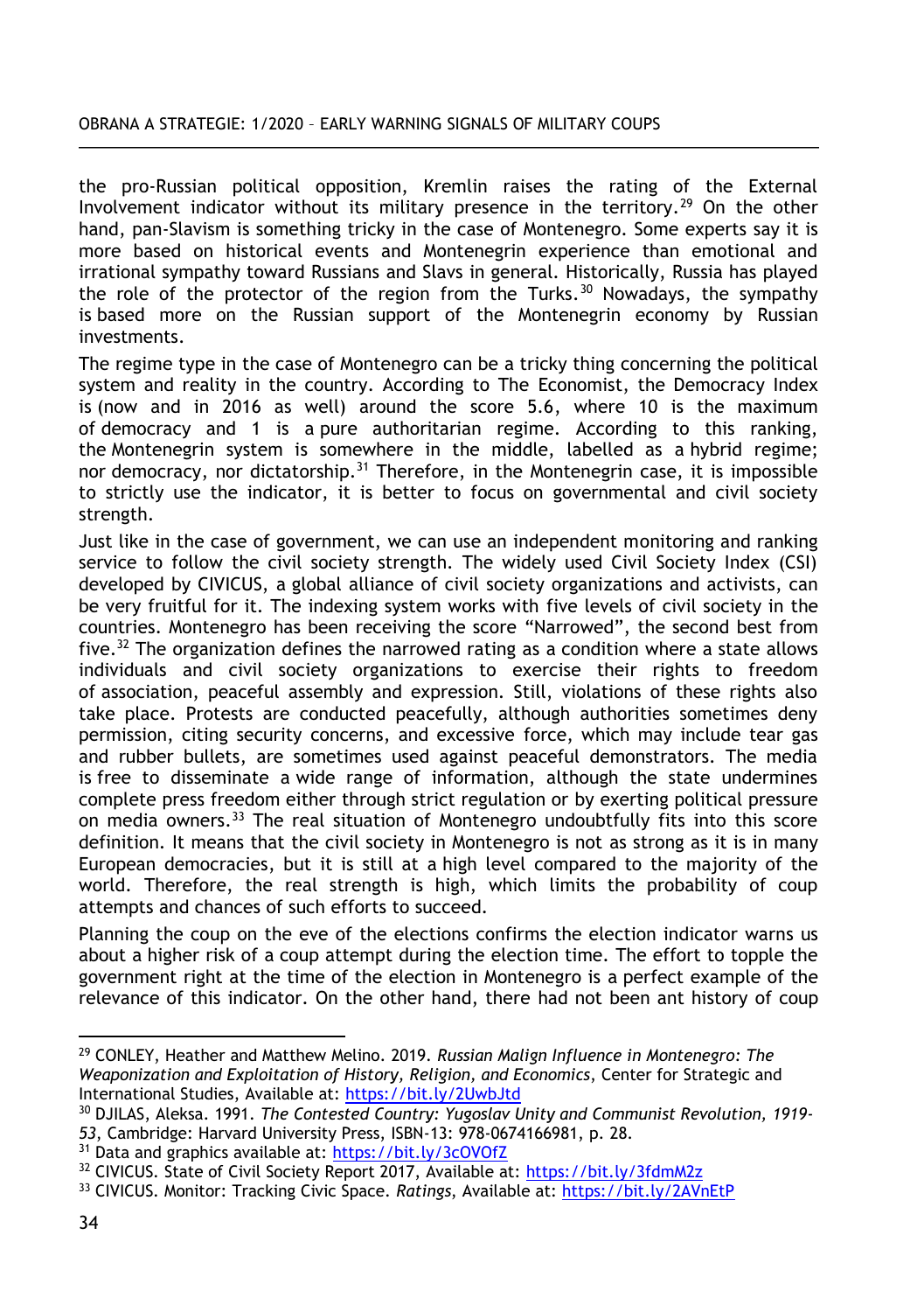the pro-Russian political opposition, Kremlin raises the rating of the External Involvement indicator without its military presence in the territory.[29] On the other hand, pan-Slavism is something tricky in the case of Montenegro. Some experts say it is more based on historical events and Montenegrin experience than emotional and irrational sympathy toward Russians and Slavs in general. Historically, Russia has played the role of the protector of the region from the Turks.[30] Nowadays, the sympathy is based more on the Russian support of the Montenegrin economy by Russian investments.

The regime type in the case of Montenegro can be a tricky thing concerning the political system and reality in the country. According to The Economist, the Democracy Index is (now and in 2016 as well) around the score 5.6, where 10 is the maximum of democracy and 1 is a pure authoritarian regime. According to this ranking, the Montenegrin system is somewhere in the middle, labelled as a hybrid regime; nor democracy, nor dictatorship.[31] Therefore, in the Montenegrin case, it is impossible to strictly use the indicator, it is better to focus on governmental and civil society strength.

Just like in the case of government, we can use an independent monitoring and ranking service to follow the civil society strength. The widely used Civil Society Index (CSI) developed by CIVICUS, a global alliance of civil society organizations and activists, can be very fruitful for it. The indexing system works with five levels of civil society in the countries. Montenegro has been receiving the score "Narrowed", the second best from five.[32] The organization defines the narrowed rating as a condition where a state allows individuals and civil society organizations to exercise their rights to freedom of association, peaceful assembly and expression. Still, violations of these rights also take place. Protests are conducted peacefully, although authorities sometimes deny permission, citing security concerns, and excessive force, which may include tear gas and rubber bullets, are sometimes used against peaceful demonstrators. The media is free to disseminate a wide range of information, although the state undermines complete press freedom either through strict regulation or by exerting political pressure on media owners.[33] The real situation of Montenegro undoubtfully fits into this score definition. It means that the civil society in Montenegro is not as strong as it is in many European democracies, but it is still at a high level compared to the majority of the world. Therefore, the real strength is high, which limits the probability of coup attempts and chances of such efforts to succeed.

Planning the coup on the eve of the elections confirms the election indicator warns us about a higher risk of a coup attempt during the election time. The effort to topple the government right at the time of the election in Montenegro is a perfect example of the relevance of this indicator. On the other hand, there had not been ant history of coup

---

[29] CONLEY, Heather and Matthew Melino. 2019. *Russian Malign Influence in Montenegro: The Weaponization and Exploitation of History, Religion, and Economics*, Center for Strategic and International Studies, Available at: https://bit.ly/2UwbJtd

[30] DJILAS, Aleksa. 1991. *The Contested Country: Yugoslav Unity and Communist Revolution, 1919-53*, Cambridge: Harvard University Press, ISBN-13: 978-0674166981, p. 28.

[31] Data and graphics available at: https://bit.ly/3cOVOfZ

[32] CIVICUS. State of Civil Society Report 2017, Available at: https://bit.ly/3fdmM2z

[33] CIVICUS. Monitor: Tracking Civic Space. *Ratings*, Available at: https://bit.ly/2AVnEtP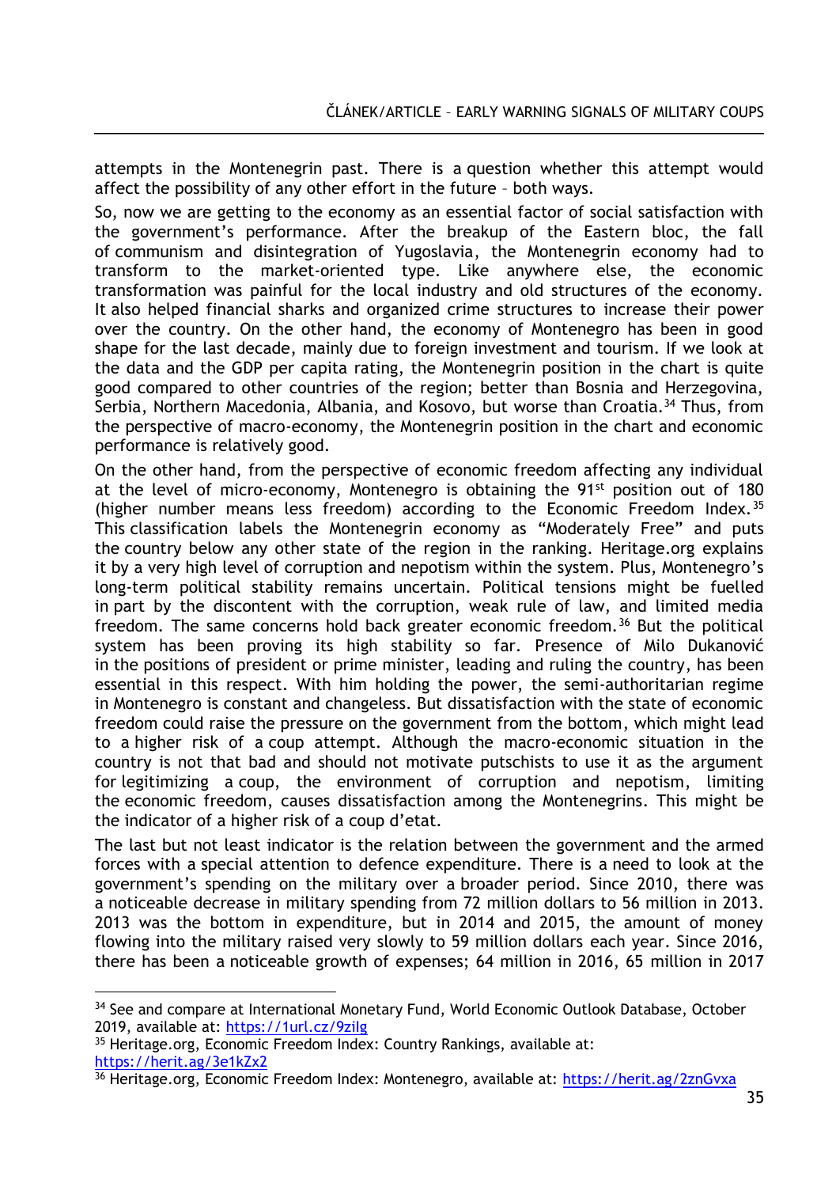attempts in the Montenegrin past. There is a question whether this attempt would affect the possibility of any other effort in the future – both ways.

So, now we are getting to the economy as an essential factor of social satisfaction with the government's performance. After the breakup of the Eastern bloc, the fall of communism and disintegration of Yugoslavia, the Montenegrin economy had to transform to the market-oriented type. Like anywhere else, the economic transformation was painful for the local industry and old structures of the economy. It also helped financial sharks and organized crime structures to increase their power over the country. On the other hand, the economy of Montenegro has been in good shape for the last decade, mainly due to foreign investment and tourism. If we look at the data and the GDP per capita rating, the Montenegrin position in the chart is quite good compared to other countries of the region; better than Bosnia and Herzegovina, Serbia, Northern Macedonia, Albania, and Kosovo, but worse than Croatia.[34] Thus, from the perspective of macro-economy, the Montenegrin position in the chart and economic performance is relatively good.

On the other hand, from the perspective of economic freedom affecting any individual at the level of micro-economy, Montenegro is obtaining the 91st position out of 180 (higher number means less freedom) according to the Economic Freedom Index.[35] This classification labels the Montenegrin economy as "Moderately Free" and puts the country below any other state of the region in the ranking. Heritage.org explains it by a very high level of corruption and nepotism within the system. Plus, Montenegro's long-term political stability remains uncertain. Political tensions might be fuelled in part by the discontent with the corruption, weak rule of law, and limited media freedom. The same concerns hold back greater economic freedom.[36] But the political system has been proving its high stability so far. Presence of Milo Dukanović in the positions of president or prime minister, leading and ruling the country, has been essential in this respect. With him holding the power, the semi-authoritarian regime in Montenegro is constant and changeless. But dissatisfaction with the state of economic freedom could raise the pressure on the government from the bottom, which might lead to a higher risk of a coup attempt. Although the macro-economic situation in the country is not that bad and should not motivate putschists to use it as the argument for legitimizing a coup, the environment of corruption and nepotism, limiting the economic freedom, causes dissatisfaction among the Montenegrins. This might be the indicator of a higher risk of a coup d'etat.

The last but not least indicator is the relation between the government and the armed forces with a special attention to defence expenditure. There is a need to look at the government's spending on the military over a broader period. Since 2010, there was a noticeable decrease in military spending from 72 million dollars to 56 million in 2013. 2013 was the bottom in expenditure, but in 2014 and 2015, the amount of money flowing into the military raised very slowly to 59 million dollars each year. Since 2016, there has been a noticeable growth of expenses; 64 million in 2016, 65 million in 2017

---

[34] See and compare at International Monetary Fund, World Economic Outlook Database, October 2019, available at: https://1url.cz/9zilg

[35] Heritage.org, Economic Freedom Index: Country Rankings, available at: https://herit.ag/3e1kZx2

[36] Heritage.org, Economic Freedom Index: Montenegro, available at: https://herit.ag/2znGvxa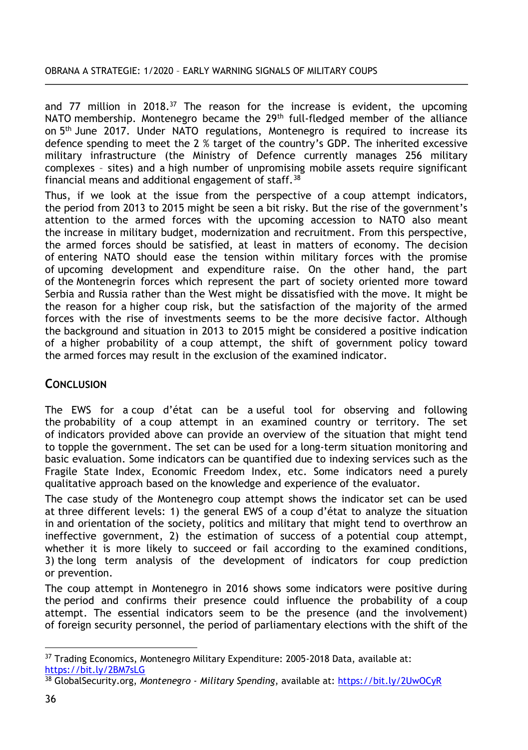and 77 million in 2018.[37] The reason for the increase is evident, the upcoming NATO membership. Montenegro became the 29th full-fledged member of the alliance on 5th June 2017. Under NATO regulations, Montenegro is required to increase its defence spending to meet the 2 % target of the country's GDP. The inherited excessive military infrastructure (the Ministry of Defence currently manages 256 military complexes – sites) and a high number of unpromising mobile assets require significant financial means and additional engagement of staff.[38]

Thus, if we look at the issue from the perspective of a coup attempt indicators, the period from 2013 to 2015 might be seen a bit risky. But the rise of the government's attention to the armed forces with the upcoming accession to NATO also meant the increase in military budget, modernization and recruitment. From this perspective, the armed forces should be satisfied, at least in matters of economy. The decision of entering NATO should ease the tension within military forces with the promise of upcoming development and expenditure raise. On the other hand, the part of the Montenegrin forces which represent the part of society oriented more toward Serbia and Russia rather than the West might be dissatisfied with the move. It might be the reason for a higher coup risk, but the satisfaction of the majority of the armed forces with the rise of investments seems to be the more decisive factor. Although the background and situation in 2013 to 2015 might be considered a positive indication of a higher probability of a coup attempt, the shift of government policy toward the armed forces may result in the exclusion of the examined indicator.

## Conclusion

The EWS for a coup d'état can be a useful tool for observing and following the probability of a coup attempt in an examined country or territory. The set of indicators provided above can provide an overview of the situation that might tend to topple the government. The set can be used for a long-term situation monitoring and basic evaluation. Some indicators can be quantified due to indexing services such as the Fragile State Index, Economic Freedom Index, etc. Some indicators need a purely qualitative approach based on the knowledge and experience of the evaluator.

The case study of the Montenegro coup attempt shows the indicator set can be used at three different levels: 1) the general EWS of a coup d'état to analyze the situation in and orientation of the society, politics and military that might tend to overthrow an ineffective government, 2) the estimation of success of a potential coup attempt, whether it is more likely to succeed or fail according to the examined conditions, 3) the long term analysis of the development of indicators for coup prediction or prevention.

The coup attempt in Montenegro in 2016 shows some indicators were positive during the period and confirms their presence could influence the probability of a coup attempt. The essential indicators seem to be the presence (and the involvement) of foreign security personnel, the period of parliamentary elections with the shift of the

---

[37] Trading Economics, Montenegro Military Expenditure: 2005-2018 Data, available at: https://bit.ly/2BM7sLG

[38] GlobalSecurity.org, *Montenegro - Military Spending*, available at: https://bit.ly/2UwOCyR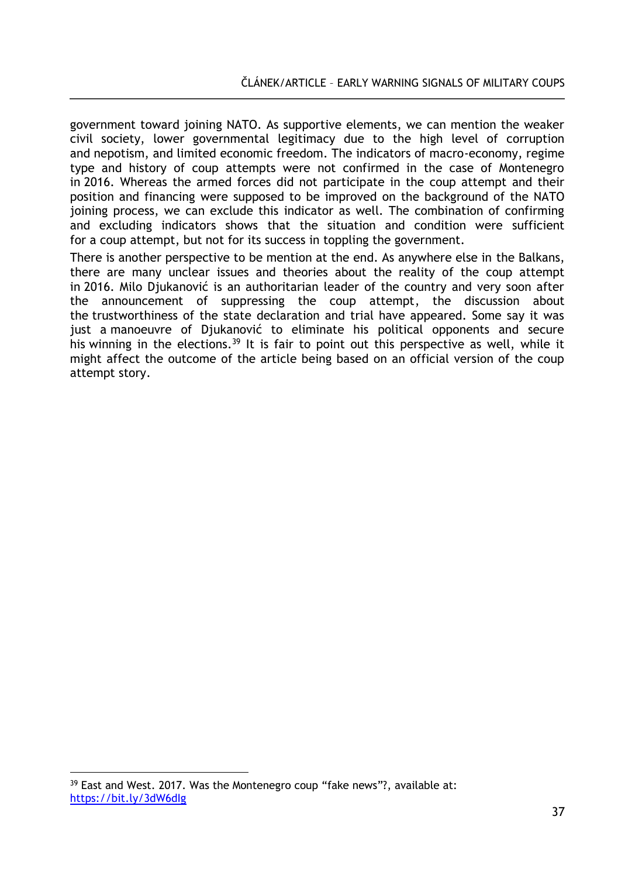government toward joining NATO. As supportive elements, we can mention the weaker civil society, lower governmental legitimacy due to the high level of corruption and nepotism, and limited economic freedom. The indicators of macro-economy, regime type and history of coup attempts were not confirmed in the case of Montenegro in 2016. Whereas the armed forces did not participate in the coup attempt and their position and financing were supposed to be improved on the background of the NATO joining process, we can exclude this indicator as well. The combination of confirming and excluding indicators shows that the situation and condition were sufficient for a coup attempt, but not for its success in toppling the government.

There is another perspective to be mention at the end. As anywhere else in the Balkans, there are many unclear issues and theories about the reality of the coup attempt in 2016. Milo Djukanović is an authoritarian leader of the country and very soon after the announcement of suppressing the coup attempt, the discussion about the trustworthiness of the state declaration and trial have appeared. Some say it was just a manoeuvre of Djukanović to eliminate his political opponents and secure his winning in the elections.[39] It is fair to point out this perspective as well, while it might affect the outcome of the article being based on an official version of the coup attempt story.

[39] East and West. 2017. Was the Montenegro coup "fake news"?, available at: https://bit.ly/3dW6dIg